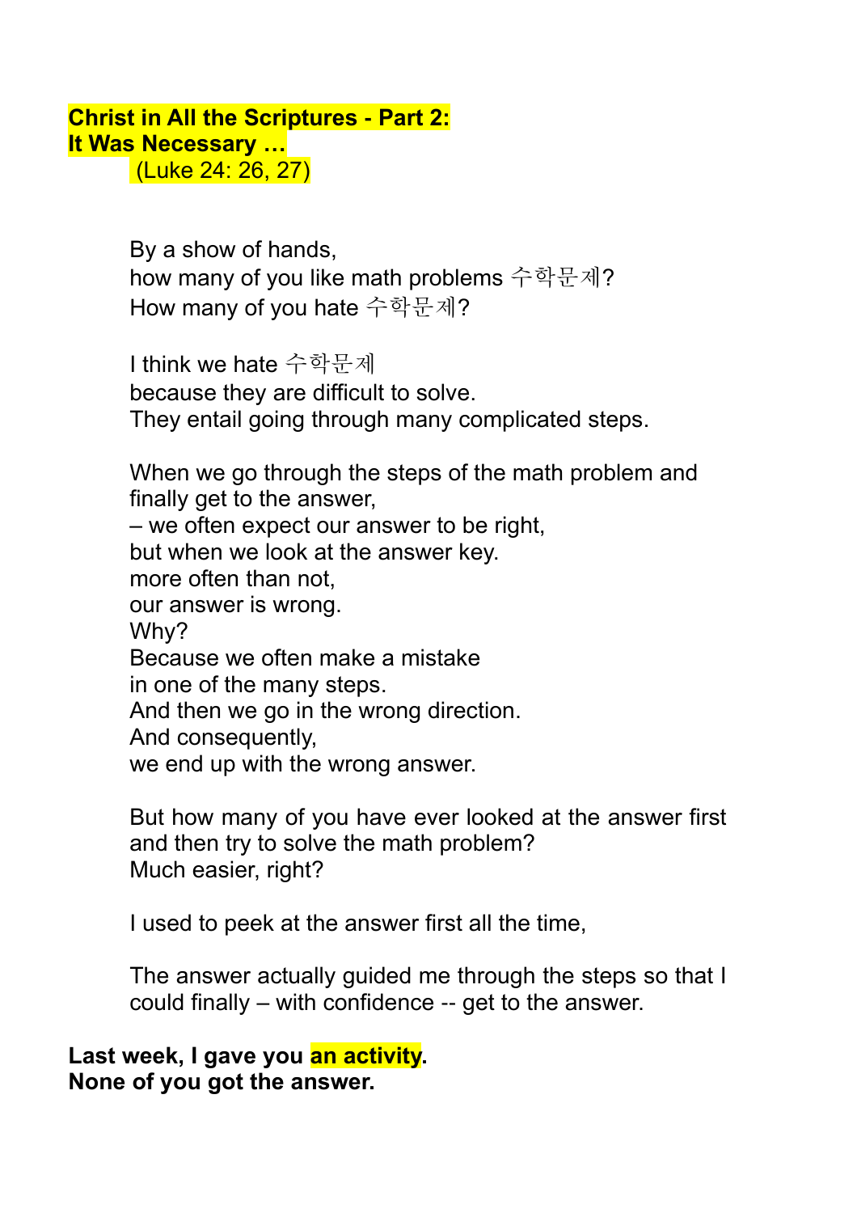**Christ in All the Scriptures - Part 2:**
**It Was Necessary …**
(Luke 24: 26, 27)

By a show of hands,
how many of you like math problems 수학문제?
How many of you hate 수학문제?

I think we hate 수학문제
because they are difficult to solve.
They entail going through many complicated steps.

When we go through the steps of the math problem and finally get to the answer,
– we often expect our answer to be right,
but when we look at the answer key.
more often than not,
our answer is wrong.
Why?
Because we often make a mistake
in one of the many steps.
And then we go in the wrong direction.
And consequently,
we end up with the wrong answer.

But how many of you have ever looked at the answer first and then try to solve the math problem?
Much easier, right?

I used to peek at the answer first all the time,

The answer actually guided me through the steps so that I could finally – with confidence -- get to the answer.

**Last week, I gave you an activity.**
**None of you got the answer.**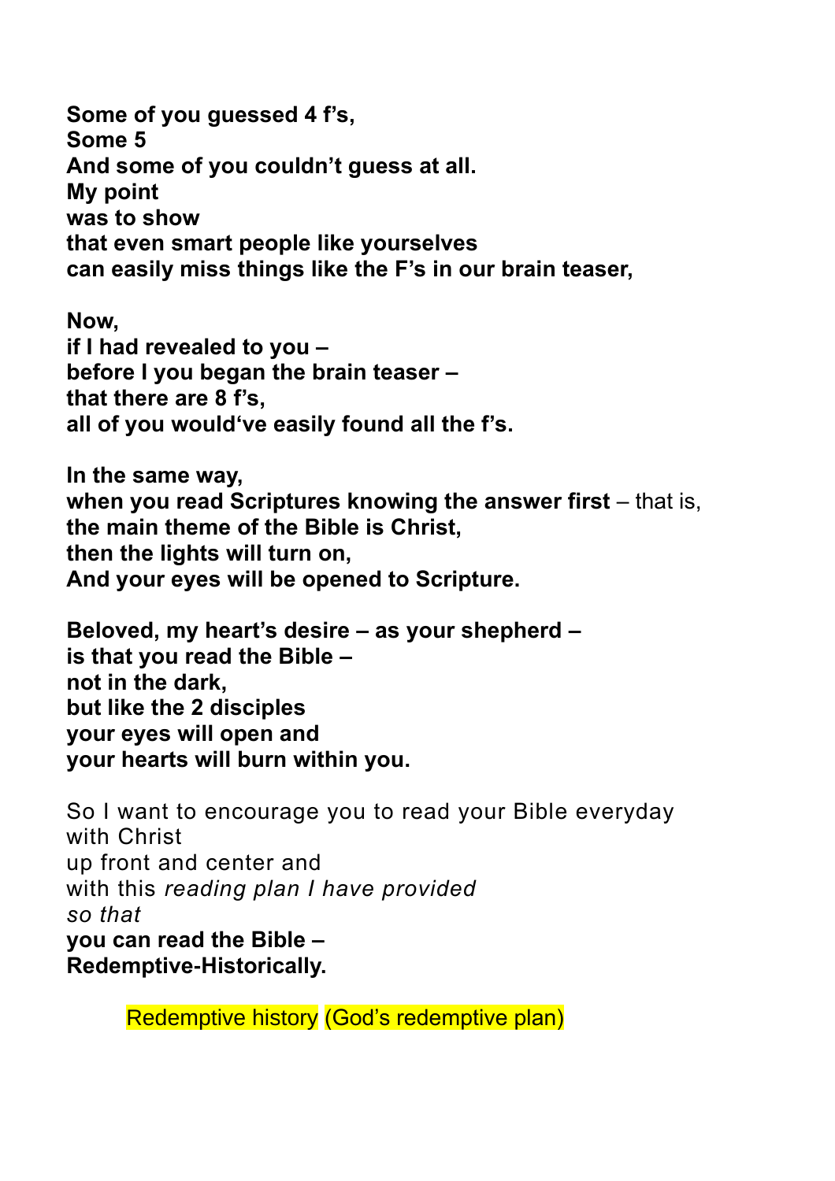**Some of you guessed 4 f's,**
**Some 5**
**And some of you couldn't guess at all.**
**My point**
**was to show**
**that even smart people like yourselves**
**can easily miss things like the F's in our brain teaser,**

**Now,**
**if I had revealed to you –**
**before I you began the brain teaser –**
**that there are 8 f's,**
**all of you would've easily found all the f's.**

**In the same way,**
**when you read Scriptures knowing the answer first** – that is,
**the main theme of the Bible is Christ,**
**then the lights will turn on,**
**And your eyes will be opened to Scripture.**

**Beloved, my heart's desire – as your shepherd –**
**is that you read the Bible –**
**not in the dark,**
**but like the 2 disciples**
**your eyes will open and**
**your hearts will burn within you.**

So I want to encourage you to read your Bible everyday
with Christ
up front and center and
with this *reading plan I have provided*
*so that*
**you can read the Bible –**
**Redemptive-Historically.**

Redemptive history (God's redemptive plan)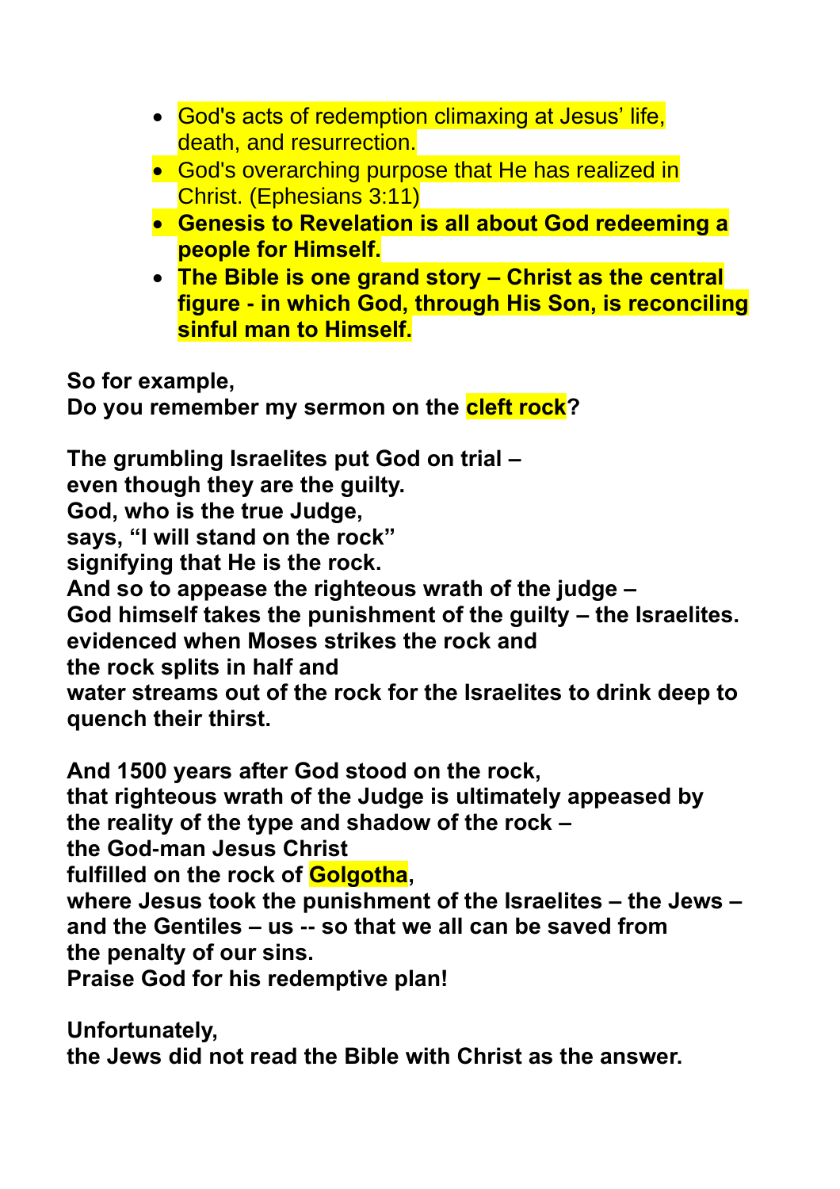- God's acts of redemption climaxing at Jesus' life, death, and resurrection.
- God's overarching purpose that He has realized in Christ. (Ephesians 3:11)
- **Genesis to Revelation is all about God redeeming a people for Himself.**
- **The Bible is one grand story – Christ as the central figure - in which God, through His Son, is reconciling sinful man to Himself.**

**So for example,**
**Do you remember my sermon on the cleft rock?**

**The grumbling Israelites put God on trial –**
**even though they are the guilty.**
**God, who is the true Judge,**
**says, "I will stand on the rock"**
**signifying that He is the rock.**
**And so to appease the righteous wrath of the judge –**
**God himself takes the punishment of the guilty – the Israelites.**
**evidenced when Moses strikes the rock and**
**the rock splits in half and**
**water streams out of the rock for the Israelites to drink deep to quench their thirst.**

**And 1500 years after God stood on the rock,**
**that righteous wrath of the Judge is ultimately appeased by**
**the reality of the type and shadow of the rock –**
**the God-man Jesus Christ**
**fulfilled on the rock of Golgotha,**
**where Jesus took the punishment of the Israelites – the Jews –**
**and the Gentiles – us -- so that we all can be saved from**
**the penalty of our sins.**
**Praise God for his redemptive plan!**

**Unfortunately,**
**the Jews did not read the Bible with Christ as the answer.**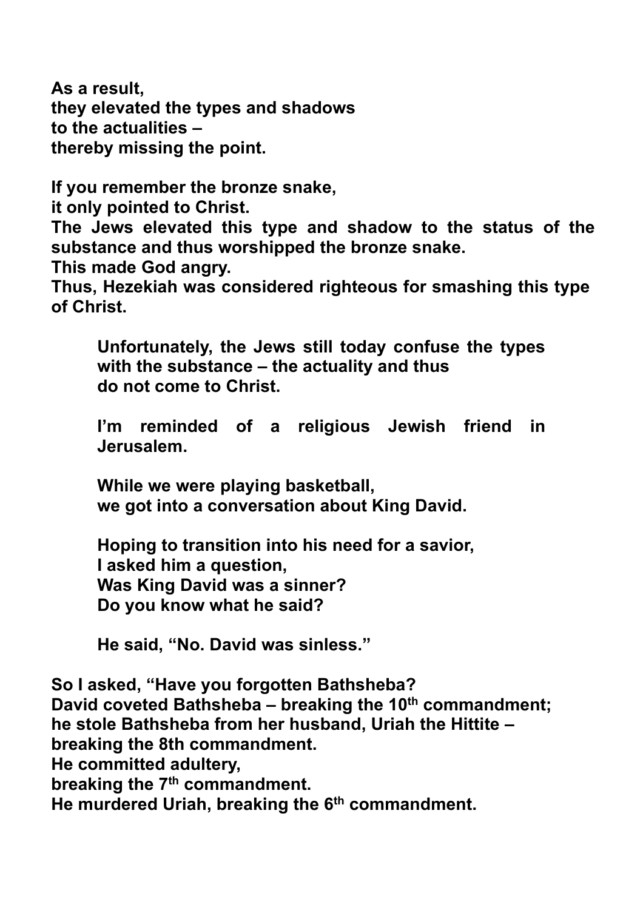**As a result,**
**they elevated the types and shadows**
**to the actualities –**
**thereby missing the point.**

**If you remember the bronze snake,**
**it only pointed to Christ.**
**The Jews elevated this type and shadow to the status of the substance and thus worshipped the bronze snake.**
**This made God angry.**
**Thus, Hezekiah was considered righteous for smashing this type of Christ.**

> **Unfortunately, the Jews still today confuse the types with the substance – the actuality and thus do not come to Christ.**
>
> **I'm reminded of a religious Jewish friend in Jerusalem.**
>
> **While we were playing basketball,**
> **we got into a conversation about King David.**
>
> **Hoping to transition into his need for a savior,**
> **I asked him a question,**
> **Was King David was a sinner?**
> **Do you know what he said?**
>
> **He said, "No. David was sinless."**

**So I asked, "Have you forgotten Bathsheba?**
**David coveted Bathsheba – breaking the 10th commandment;**
**he stole Bathsheba from her husband, Uriah the Hittite –**
**breaking the 8th commandment.**
**He committed adultery,**
**breaking the 7th commandment.**
**He murdered Uriah, breaking the 6th commandment.**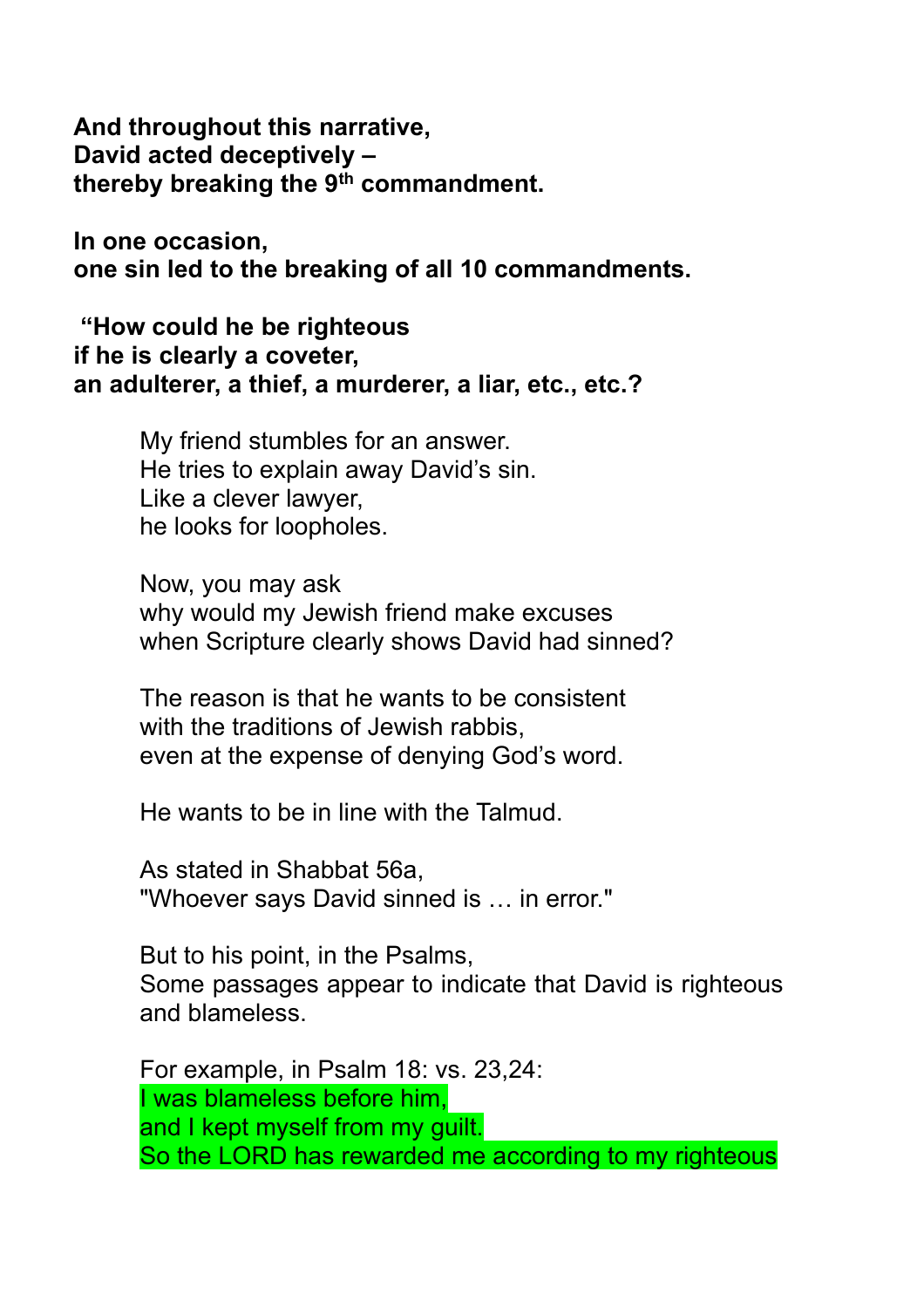**And throughout this narrative,**
**David acted deceptively –**
**thereby breaking the 9th commandment.**

**In one occasion,**
**one sin led to the breaking of all 10 commandments.**

**"How could he be righteous**
**if he is clearly a coveter,**
**an adulterer, a thief, a murderer, a liar, etc., etc.?**

> My friend stumbles for an answer.
> He tries to explain away David's sin.
> Like a clever lawyer,
> he looks for loopholes.
>
> Now, you may ask
> why would my Jewish friend make excuses
> when Scripture clearly shows David had sinned?
>
> The reason is that he wants to be consistent
> with the traditions of Jewish rabbis,
> even at the expense of denying God's word.
>
> He wants to be in line with the Talmud.
>
> As stated in Shabbat 56a,
> "Whoever says David sinned is … in error."
>
> But to his point, in the Psalms,
> Some passages appear to indicate that David is righteous
> and blameless.
>
> For example, in Psalm 18: vs. 23,24:
> I was blameless before him,
> and I kept myself from my guilt.
> So the LORD has rewarded me according to my righteous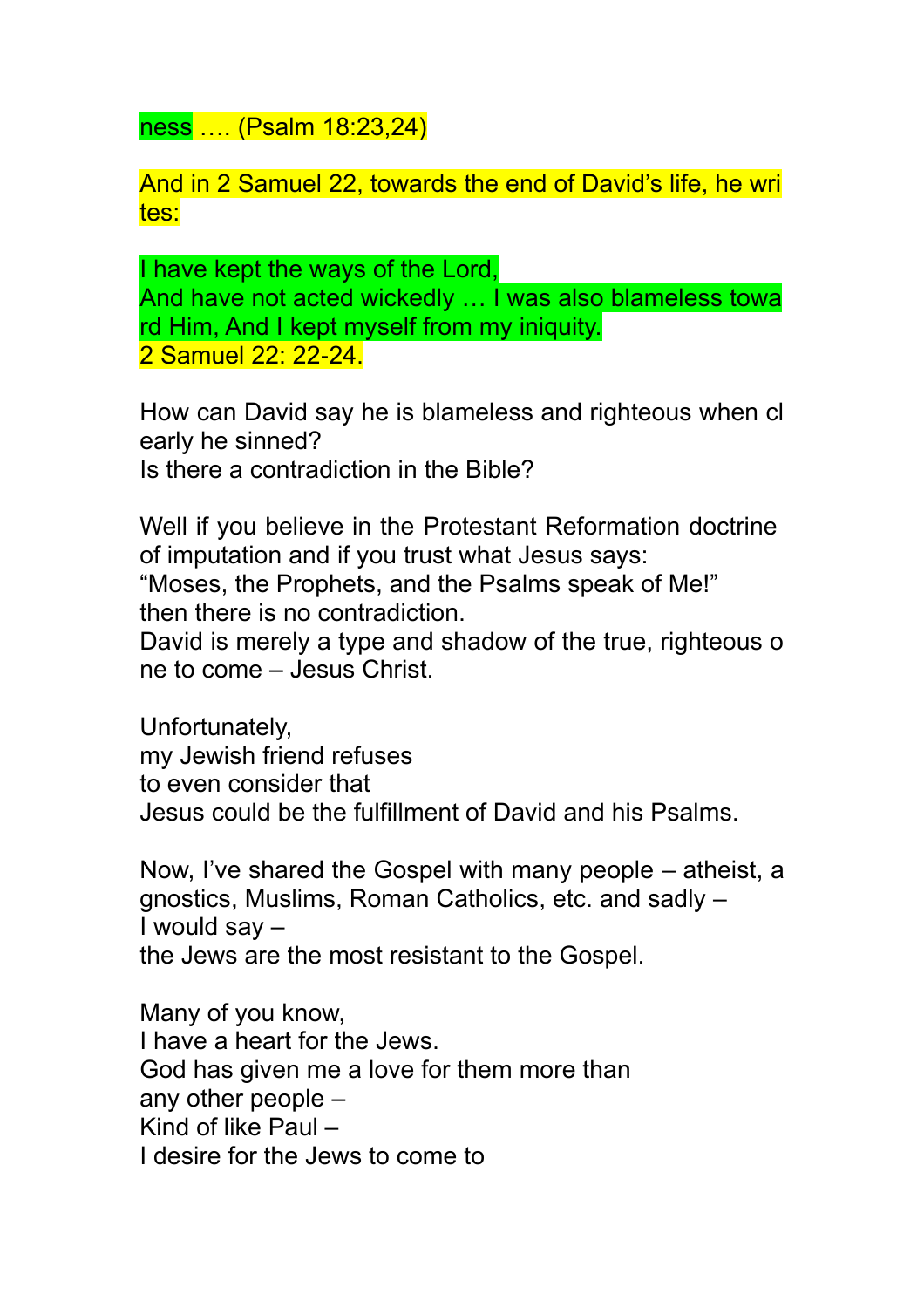ness …. (Psalm 18:23,24)

And in 2 Samuel 22, towards the end of David's life, he writes:

I have kept the ways of the Lord,
And have not acted wickedly … I was also blameless toward Him, And I kept myself from my iniquity.
2 Samuel 22: 22-24.

How can David say he is blameless and righteous when clearly he sinned?
Is there a contradiction in the Bible?

Well if you believe in the Protestant Reformation doctrine of imputation and if you trust what Jesus says:
"Moses, the Prophets, and the Psalms speak of Me!"
then there is no contradiction.
David is merely a type and shadow of the true, righteous one to come – Jesus Christ.

Unfortunately,
my Jewish friend refuses
to even consider that
Jesus could be the fulfillment of David and his Psalms.

Now, I've shared the Gospel with many people – atheist, agnostics, Muslims, Roman Catholics, etc. and sadly –
I would say –
the Jews are the most resistant to the Gospel.

Many of you know,
I have a heart for the Jews.
God has given me a love for them more than
any other people –
Kind of like Paul –
I desire for the Jews to come to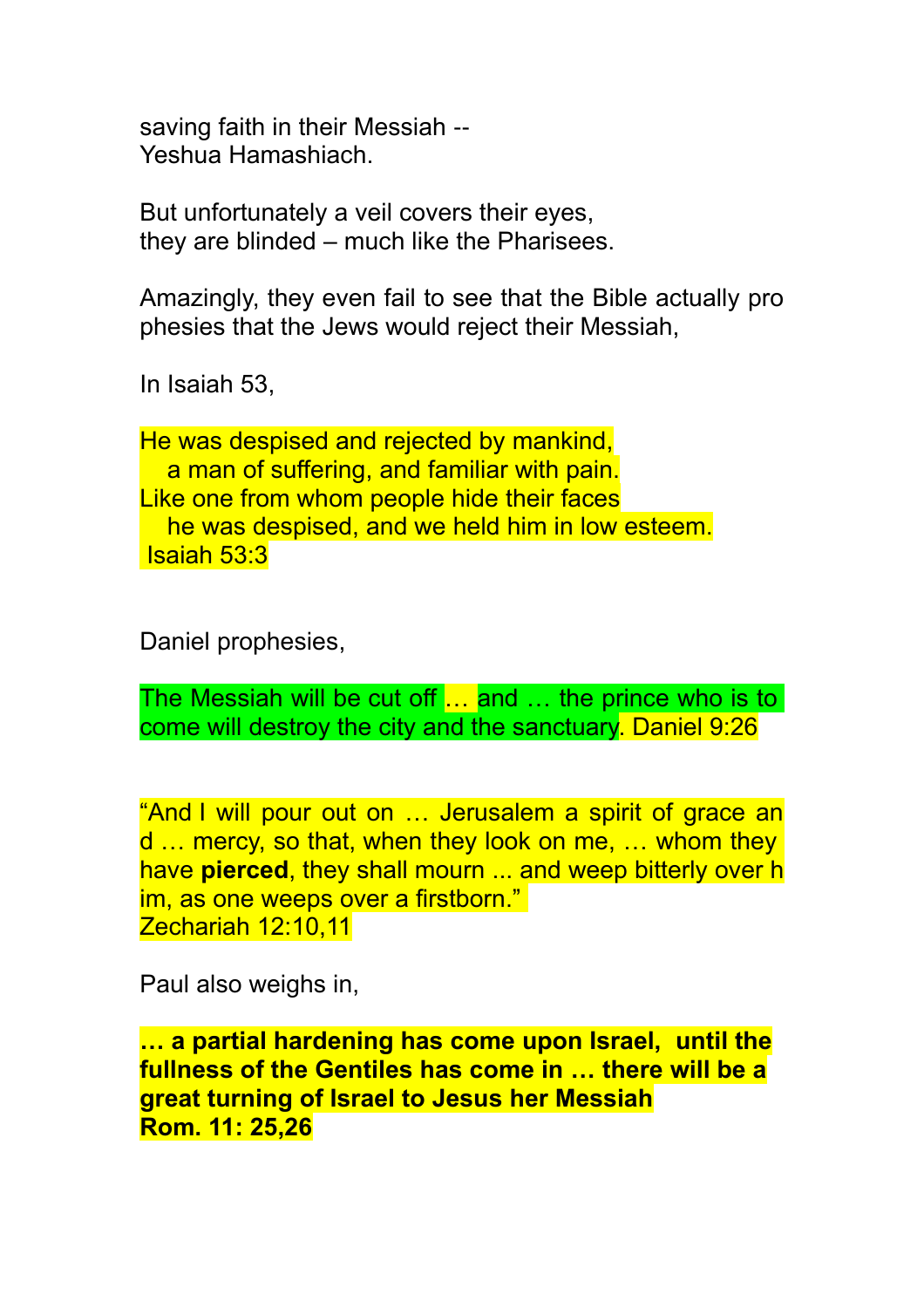saving faith in their Messiah --
Yeshua Hamashiach.

But unfortunately a veil covers their eyes,
they are blinded – much like the Pharisees.

Amazingly, they even fail to see that the Bible actually prophesies that the Jews would reject their Messiah,

In Isaiah 53,

He was despised and rejected by mankind,
a man of suffering, and familiar with pain.
Like one from whom people hide their faces
he was despised, and we held him in low esteem.
Isaiah 53:3

Daniel prophesies,

The Messiah will be cut off … and … the prince who is to come will destroy the city and the sanctuary. Daniel 9:26

"And I will pour out on … Jerusalem a spirit of grace and … mercy, so that, when they look on me, … whom they have **pierced**, they shall mourn ... and weep bitterly over him, as one weeps over a firstborn."
Zechariah 12:10,11

Paul also weighs in,

**… a partial hardening has come upon Israel, until the fullness of the Gentiles has come in … there will be a great turning of Israel to Jesus her Messiah**
**Rom. 11: 25,26**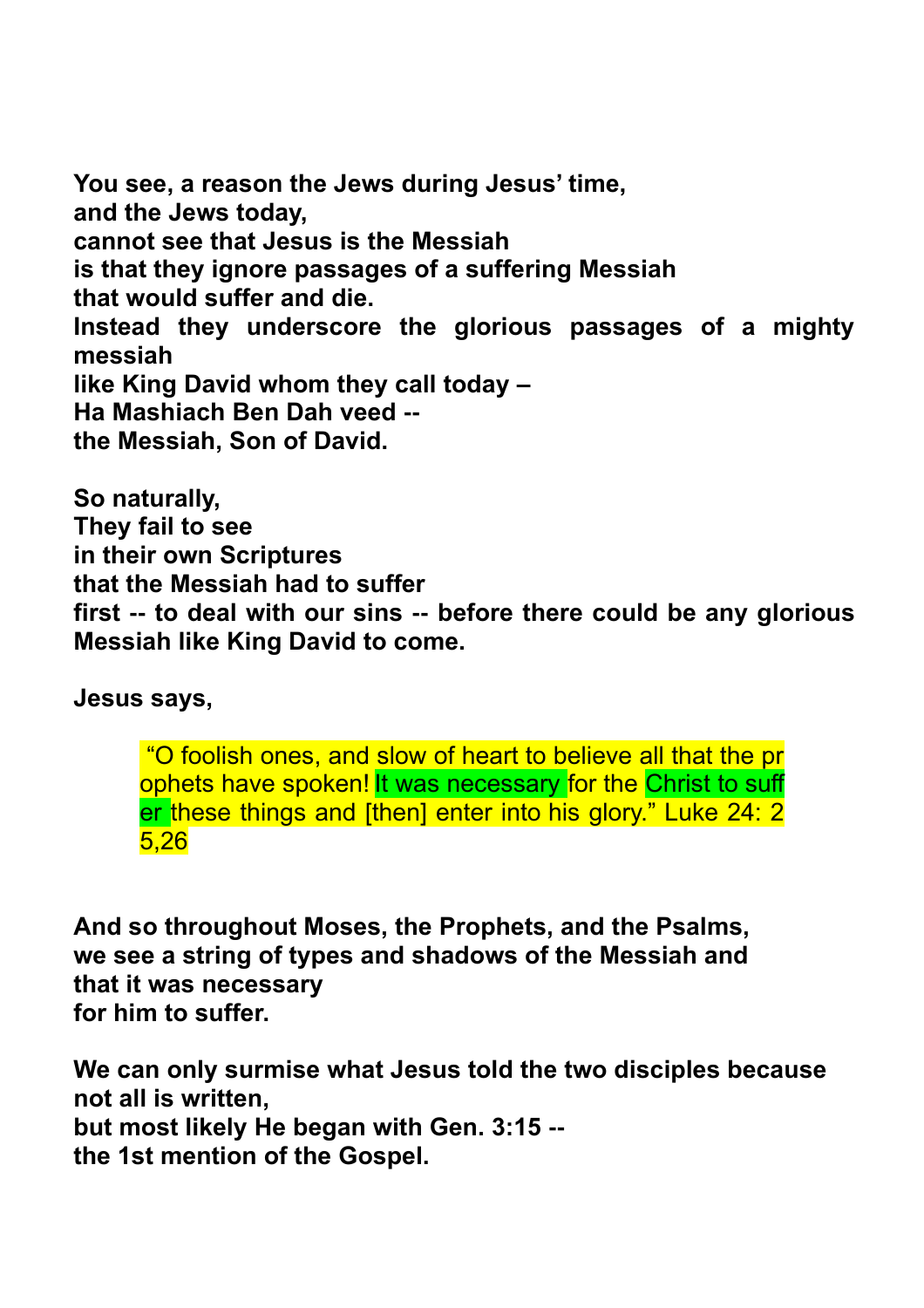**You see, a reason the Jews during Jesus' time,**
**and the Jews today,**
**cannot see that Jesus is the Messiah**
**is that they ignore passages of a suffering Messiah**
**that would suffer and die.**
**Instead they underscore the glorious passages of a mighty messiah**
**like King David whom they call today –**
**Ha Mashiach Ben Dah veed --**
**the Messiah, Son of David.**

**So naturally,**
**They fail to see**
**in their own Scriptures**
**that the Messiah had to suffer**
**first -- to deal with our sins -- before there could be any glorious Messiah like King David to come.**

**Jesus says,**

> "O foolish ones, and slow of heart to believe all that the prophets have spoken! It was necessary for the Christ to suffer these things and [then] enter into his glory." Luke 24: 25,26

**And so throughout Moses, the Prophets, and the Psalms,**
**we see a string of types and shadows of the Messiah and that it was necessary**
**for him to suffer.**

**We can only surmise what Jesus told the two disciples because not all is written,**
**but most likely He began with Gen. 3:15 --**
**the 1st mention of the Gospel.**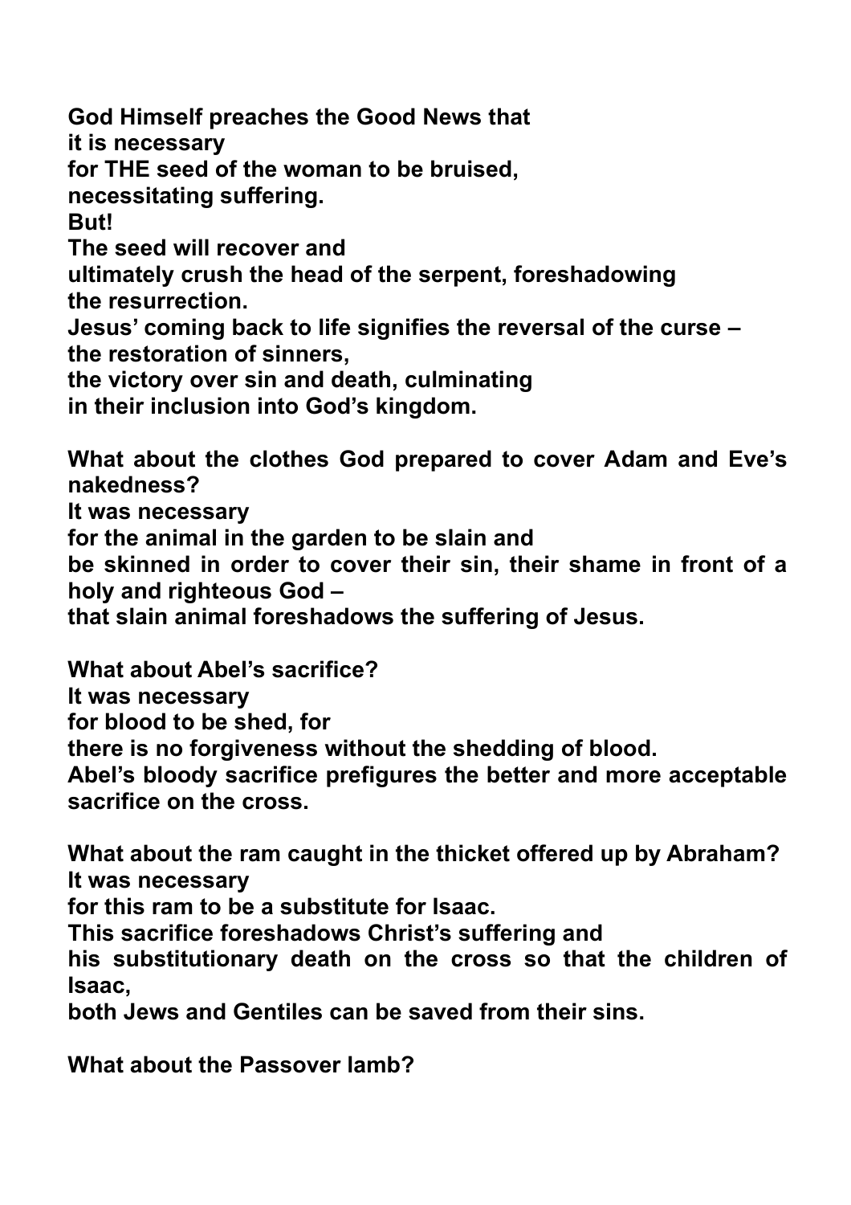**God Himself preaches the Good News that**
**it is necessary**
**for THE seed of the woman to be bruised,**
**necessitating suffering.**
**But!**
**The seed will recover and**
**ultimately crush the head of the serpent, foreshadowing**
**the resurrection.**
**Jesus' coming back to life signifies the reversal of the curse –**
**the restoration of sinners,**
**the victory over sin and death, culminating**
**in their inclusion into God's kingdom.**

**What about the clothes God prepared to cover Adam and Eve's nakedness?**
**It was necessary**
**for the animal in the garden to be slain and**
**be skinned in order to cover their sin, their shame in front of a holy and righteous God –**
**that slain animal foreshadows the suffering of Jesus.**

**What about Abel's sacrifice?**
**It was necessary**
**for blood to be shed, for**
**there is no forgiveness without the shedding of blood.**
**Abel's bloody sacrifice prefigures the better and more acceptable sacrifice on the cross.**

**What about the ram caught in the thicket offered up by Abraham?**
**It was necessary**
**for this ram to be a substitute for Isaac.**
**This sacrifice foreshadows Christ's suffering and**
**his substitutionary death on the cross so that the children of Isaac,**
**both Jews and Gentiles can be saved from their sins.**

**What about the Passover lamb?**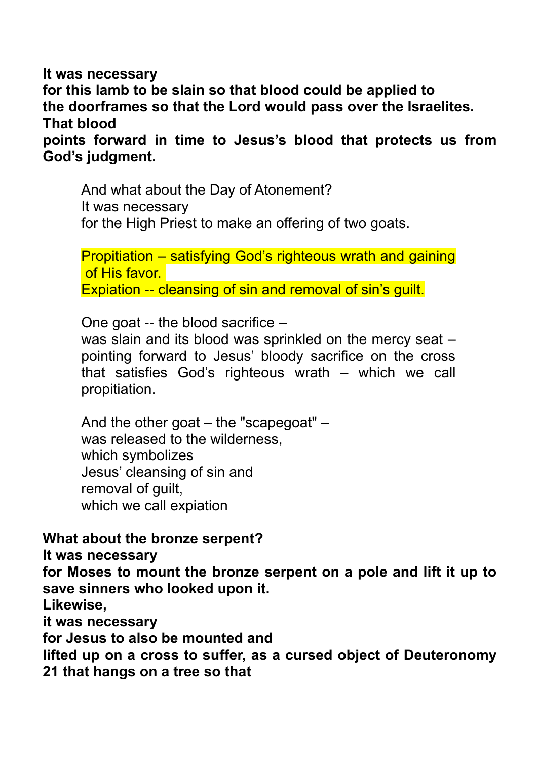**It was necessary**
**for this lamb to be slain so that blood could be applied to**
**the doorframes so that the Lord would pass over the Israelites.**
**That blood**
**points forward in time to Jesus's blood that protects us from God's judgment.**

> And what about the Day of Atonement?
> It was necessary
> for the High Priest to make an offering of two goats.
>
> Propitiation – satisfying God's righteous wrath and gaining of His favor.
> Expiation -- cleansing of sin and removal of sin's guilt.
>
> One goat -- the blood sacrifice –
> was slain and its blood was sprinkled on the mercy seat – pointing forward to Jesus' bloody sacrifice on the cross that satisfies God's righteous wrath – which we call propitiation.
>
> And the other goat – the "scapegoat" –
> was released to the wilderness,
> which symbolizes
> Jesus' cleansing of sin and
> removal of guilt,
> which we call expiation

**What about the bronze serpent?**
**It was necessary**
**for Moses to mount the bronze serpent on a pole and lift it up to save sinners who looked upon it.**
**Likewise,**
**it was necessary**
**for Jesus to also be mounted and**
**lifted up on a cross to suffer, as a cursed object of Deuteronomy 21 that hangs on a tree so that**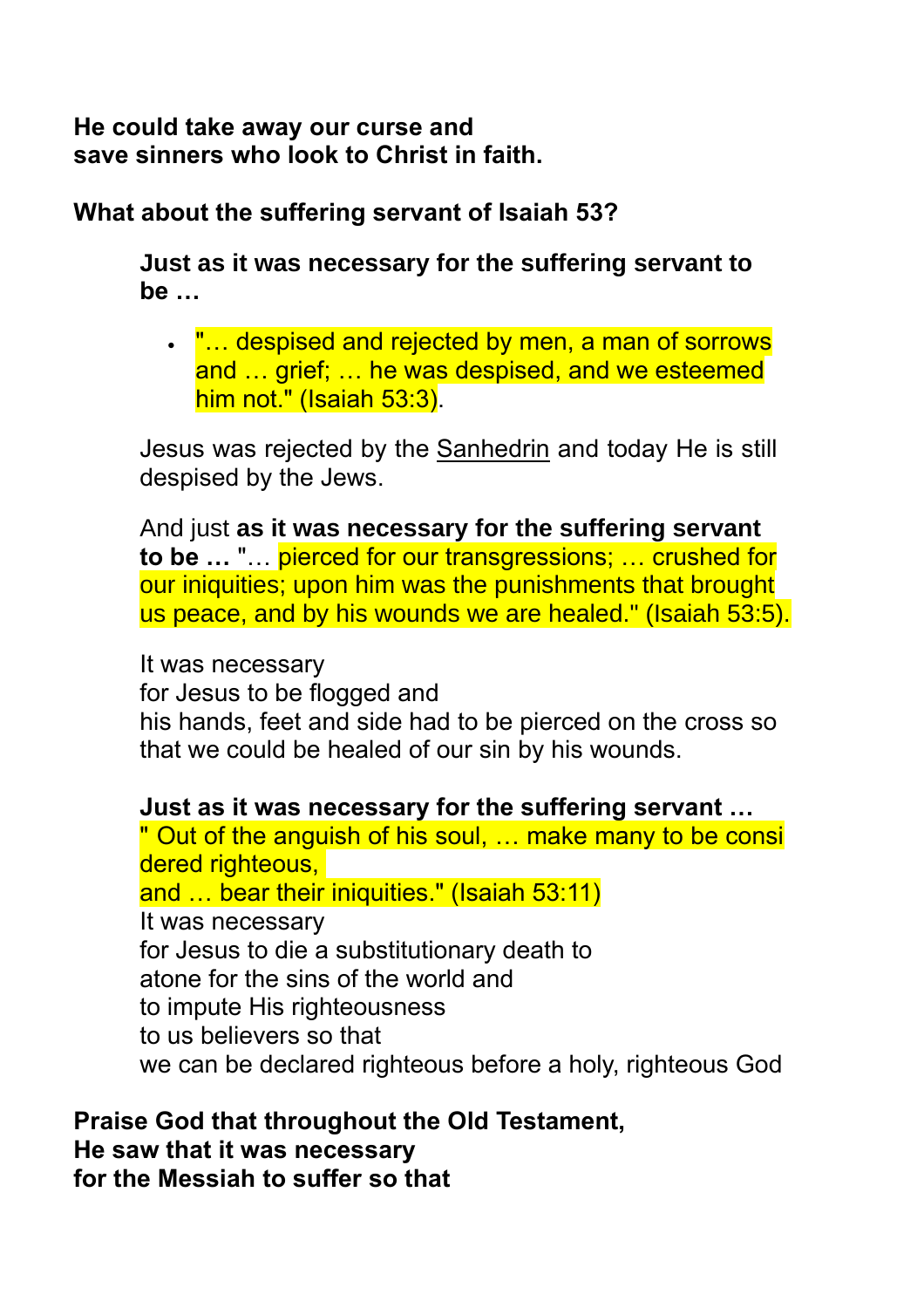**He could take away our curse and**
**save sinners who look to Christ in faith.**

**What about the suffering servant of Isaiah 53?**

**Just as it was necessary for the suffering servant to be …**

- "… despised and rejected by men, a man of sorrows and … grief; … he was despised, and we esteemed him not." (Isaiah 53:3).

Jesus was rejected by the Sanhedrin and today He is still despised by the Jews.

And just **as it was necessary for the suffering servant to be …** "… pierced for our transgressions; … crushed for our iniquities; upon him was the punishments that brought us peace, and by his wounds we are healed." (Isaiah 53:5).

It was necessary
for Jesus to be flogged and
his hands, feet and side had to be pierced on the cross so that we could be healed of our sin by his wounds.

**Just as it was necessary for the suffering servant …**
" Out of the anguish of his soul, … make many to be considered righteous,
and … bear their iniquities." (Isaiah 53:11)
It was necessary
for Jesus to die a substitutionary death to
atone for the sins of the world and
to impute His righteousness
to us believers so that
we can be declared righteous before a holy, righteous God

**Praise God that throughout the Old Testament,**
**He saw that it was necessary**
**for the Messiah to suffer so that**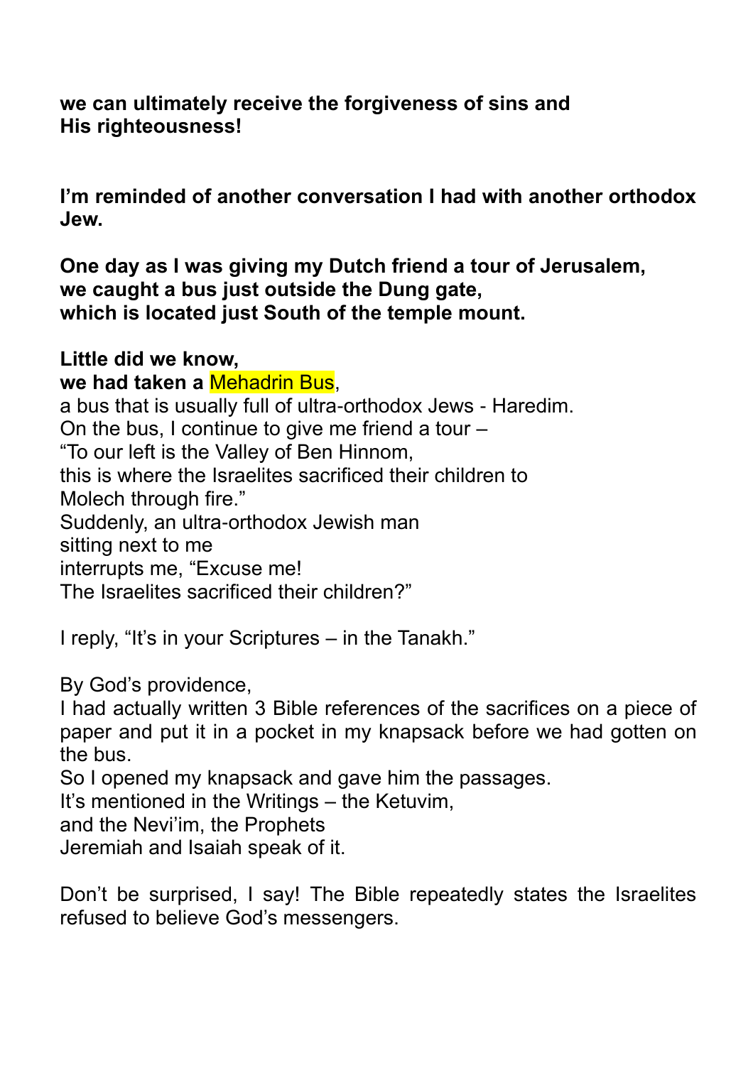**we can ultimately receive the forgiveness of sins and His righteousness!**

**I'm reminded of another conversation I had with another orthodox Jew.**

**One day as I was giving my Dutch friend a tour of Jerusalem,**
**we caught a bus just outside the Dung gate,**
**which is located just South of the temple mount.**

**Little did we know,**
**we had taken a** Mehadrin Bus,
a bus that is usually full of ultra-orthodox Jews - Haredim.
On the bus, I continue to give me friend a tour –
"To our left is the Valley of Ben Hinnom,
this is where the Israelites sacrificed their children to
Molech through fire."
Suddenly, an ultra-orthodox Jewish man
sitting next to me
interrupts me, "Excuse me!
The Israelites sacrificed their children?"

I reply, "It's in your Scriptures – in the Tanakh."

By God's providence,
I had actually written 3 Bible references of the sacrifices on a piece of paper and put it in a pocket in my knapsack before we had gotten on the bus.
So I opened my knapsack and gave him the passages.
It's mentioned in the Writings – the Ketuvim,
and the Nevi'im, the Prophets
Jeremiah and Isaiah speak of it.

Don't be surprised, I say! The Bible repeatedly states the Israelites refused to believe God's messengers.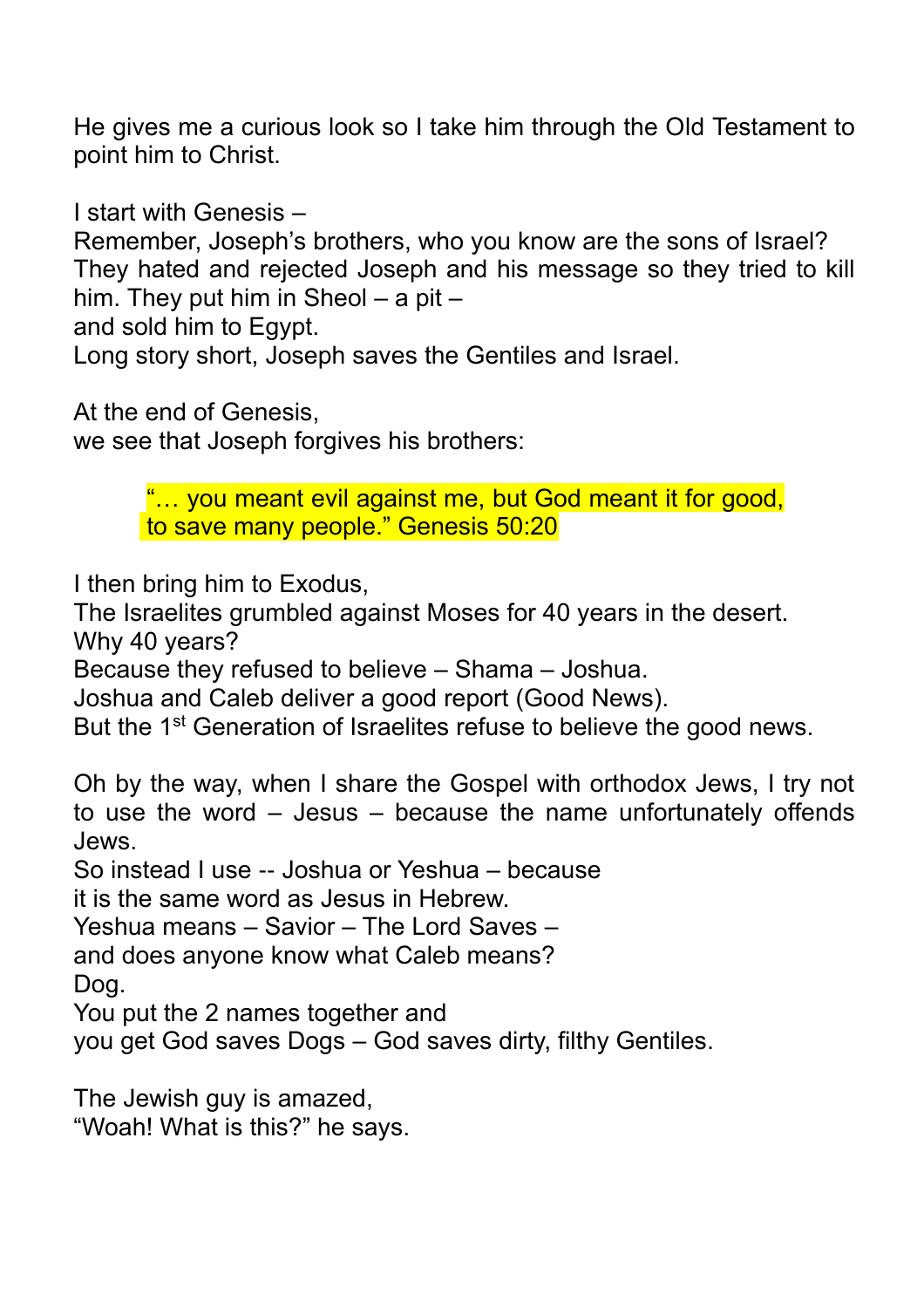He gives me a curious look so I take him through the Old Testament to point him to Christ.

I start with Genesis –
Remember, Joseph's brothers, who you know are the sons of Israel? They hated and rejected Joseph and his message so they tried to kill him. They put him in Sheol – a pit –
and sold him to Egypt.
Long story short, Joseph saves the Gentiles and Israel.

At the end of Genesis,
we see that Joseph forgives his brothers:

> "… you meant evil against me, but God meant it for good, to save many people." Genesis 50:20

I then bring him to Exodus,
The Israelites grumbled against Moses for 40 years in the desert.
Why 40 years?
Because they refused to believe – Shama – Joshua.
Joshua and Caleb deliver a good report (Good News).
But the 1st Generation of Israelites refuse to believe the good news.

Oh by the way, when I share the Gospel with orthodox Jews, I try not to use the word – Jesus – because the name unfortunately offends Jews.
So instead I use -- Joshua or Yeshua – because
it is the same word as Jesus in Hebrew.
Yeshua means – Savior – The Lord Saves –
and does anyone know what Caleb means?
Dog.
You put the 2 names together and
you get God saves Dogs – God saves dirty, filthy Gentiles.

The Jewish guy is amazed,
"Woah! What is this?" he says.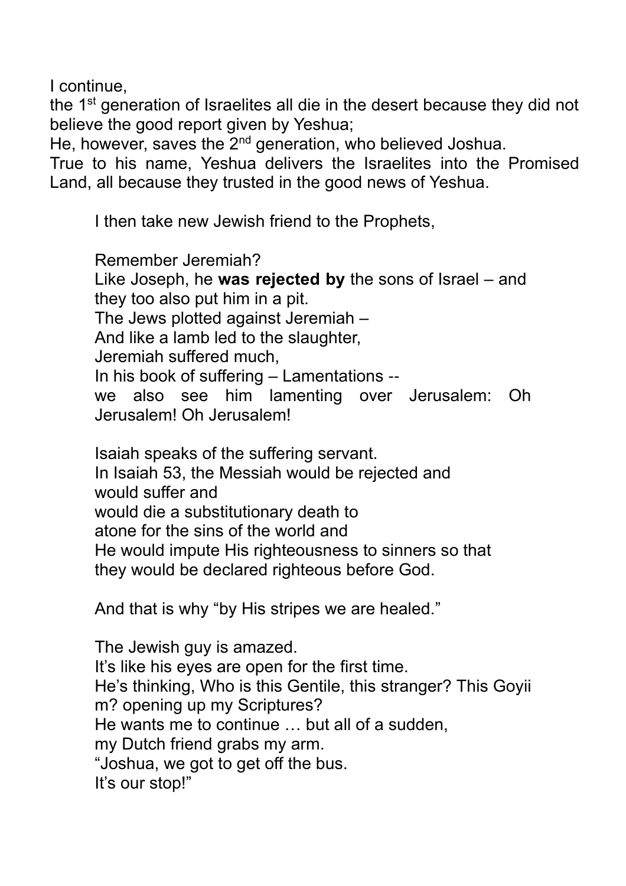I continue,
the 1st generation of Israelites all die in the desert because they did not believe the good report given by Yeshua;
He, however, saves the 2nd generation, who believed Joshua.
True to his name, Yeshua delivers the Israelites into the Promised Land, all because they trusted in the good news of Yeshua.

I then take new Jewish friend to the Prophets,

Remember Jeremiah?
Like Joseph, he **was rejected by** the sons of Israel – and they too also put him in a pit.
The Jews plotted against Jeremiah –
And like a lamb led to the slaughter,
Jeremiah suffered much,
In his book of suffering – Lamentations --
we also see him lamenting over Jerusalem: Oh Jerusalem! Oh Jerusalem!

Isaiah speaks of the suffering servant.
In Isaiah 53, the Messiah would be rejected and
would suffer and
would die a substitutionary death to
atone for the sins of the world and
He would impute His righteousness to sinners so that
they would be declared righteous before God.

And that is why “by His stripes we are healed.”

The Jewish guy is amazed.
It’s like his eyes are open for the first time.
He’s thinking, Who is this Gentile, this stranger? This Goyii
m? opening up my Scriptures?
He wants me to continue … but all of a sudden,
my Dutch friend grabs my arm.
“Joshua, we got to get off the bus.
It’s our stop!”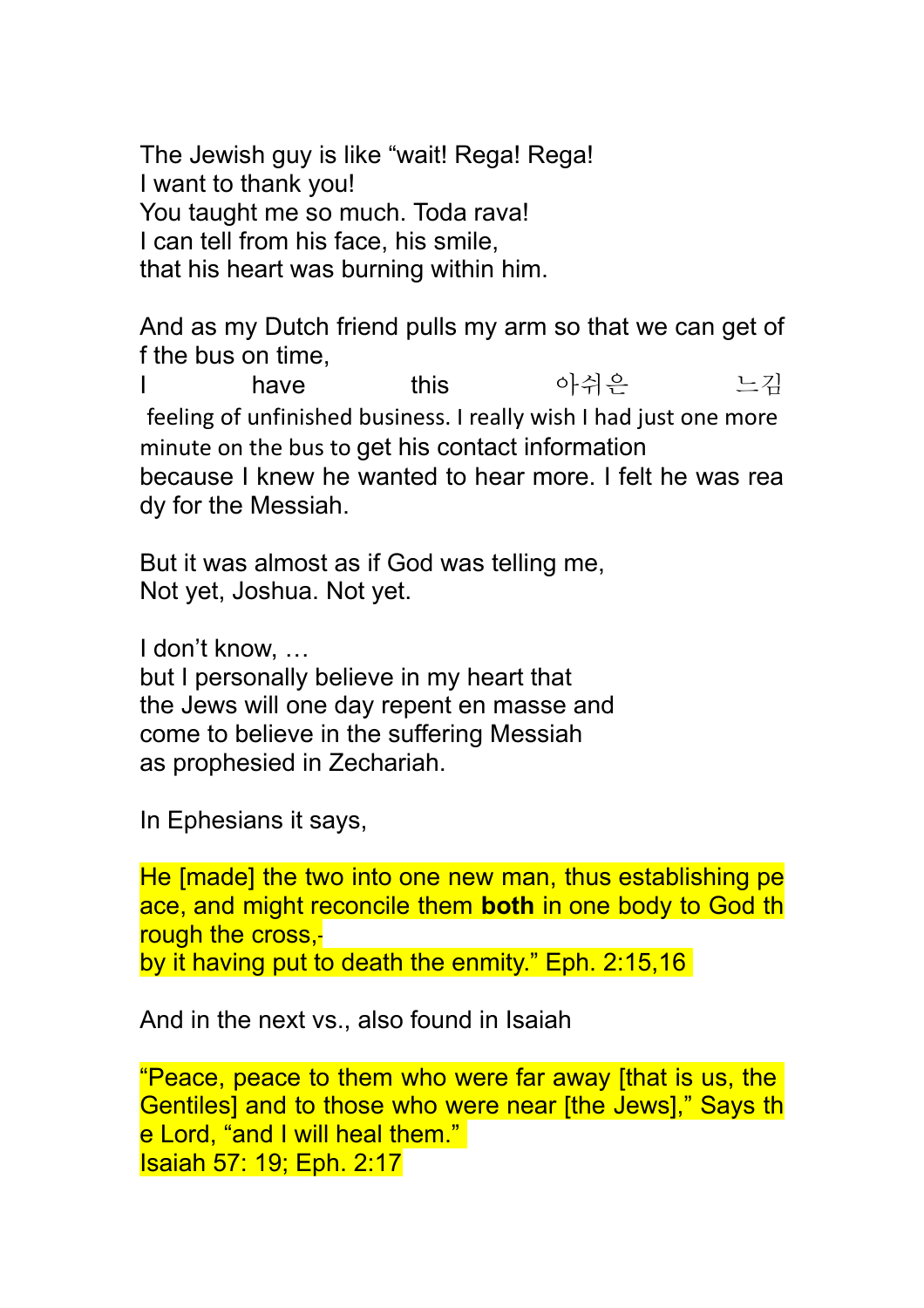The Jewish guy is like "wait! Rega! Rega!
I want to thank you!
You taught me so much. Toda rava!
I can tell from his face, his smile,
that his heart was burning within him.

And as my Dutch friend pulls my arm so that we can get off the bus on time,
I have this 아쉬은 느김 feeling of unfinished business. I really wish I had just one more minute on the bus to get his contact information
because I knew he wanted to hear more. I felt he was ready for the Messiah.

But it was almost as if God was telling me,
Not yet, Joshua. Not yet.

I don't know, …
but I personally believe in my heart that
the Jews will one day repent en masse and
come to believe in the suffering Messiah
as prophesied in Zechariah.

In Ephesians it says,

He [made] the two into one new man, thus establishing peace, and might reconcile them **both** in one body to God through the cross,-
by it having put to death the enmity." Eph. 2:15,16

And in the next vs., also found in Isaiah

"Peace, peace to them who were far away [that is us, the Gentiles] and to those who were near [the Jews]," Says the Lord, "and I will heal them."
Isaiah 57: 19; Eph. 2:17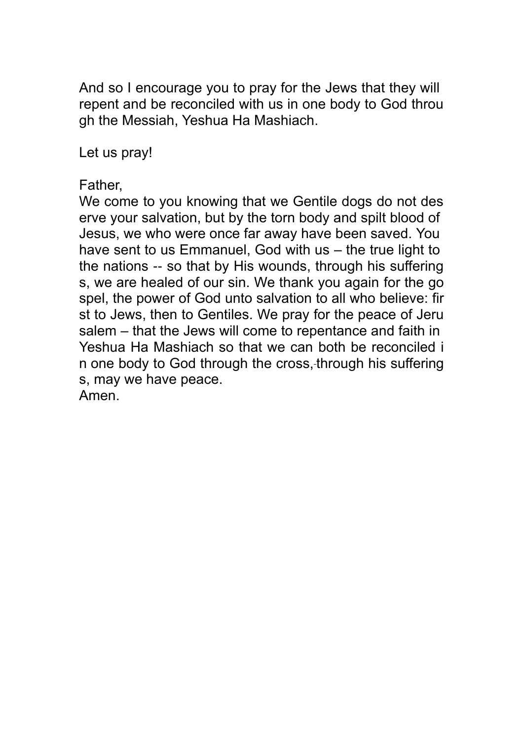And so I encourage you to pray for the Jews that they will repent and be reconciled with us in one body to God through the Messiah, Yeshua Ha Mashiach.

Let us pray!

Father,
We come to you knowing that we Gentile dogs do not deserve your salvation, but by the torn body and spilt blood of Jesus, we who were once far away have been saved. You have sent to us Emmanuel, God with us – the true light to the nations -- so that by His wounds, through his sufferings, we are healed of our sin. We thank you again for the gospel, the power of God unto salvation to all who believe: first to Jews, then to Gentiles. We pray for the peace of Jerusalem – that the Jews will come to repentance and faith in Yeshua Ha Mashiach so that we can both be reconciled in one body to God through the cross, through his sufferings, may we have peace.
Amen.